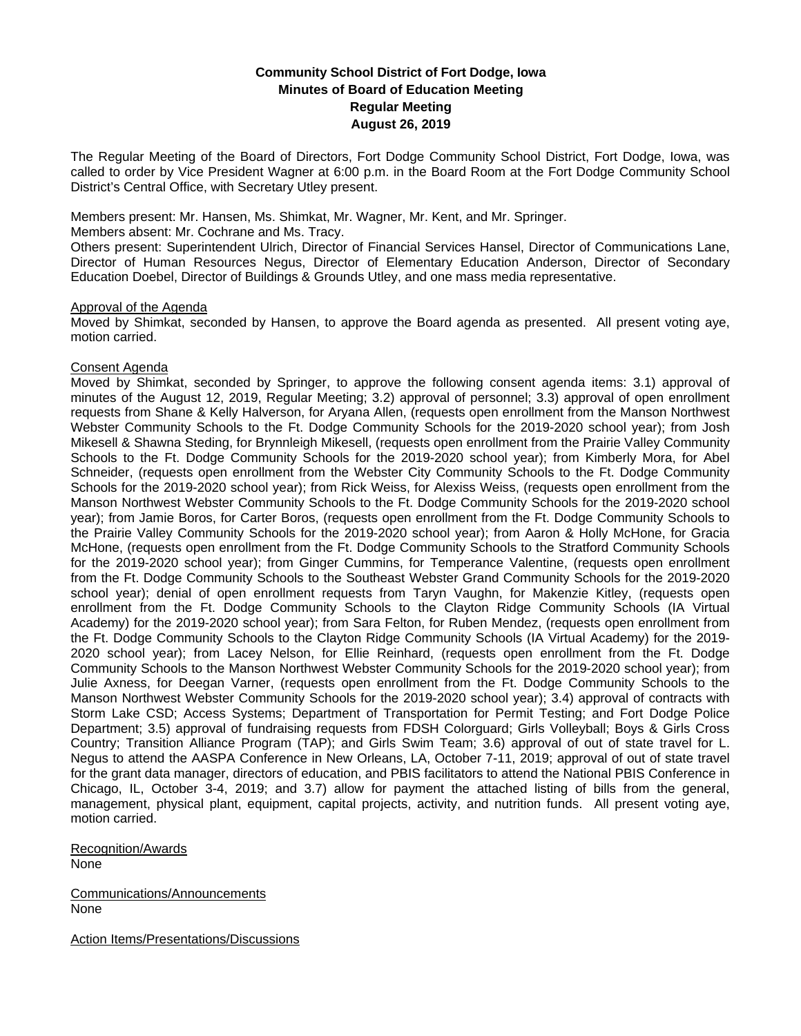# Community School District of Fort Dodge, Iowa
## Minutes of Board of Education Meeting
## Regular Meeting
## August 26, 2019

The Regular Meeting of the Board of Directors, Fort Dodge Community School District, Fort Dodge, Iowa, was called to order by Vice President Wagner at 6:00 p.m. in the Board Room at the Fort Dodge Community School District's Central Office, with Secretary Utley present.

Members present: Mr. Hansen, Ms. Shimkat, Mr. Wagner, Mr. Kent, and Mr. Springer.
Members absent: Mr. Cochrane and Ms. Tracy.
Others present: Superintendent Ulrich, Director of Financial Services Hansel, Director of Communications Lane, Director of Human Resources Negus, Director of Elementary Education Anderson, Director of Secondary Education Doebel, Director of Buildings & Grounds Utley, and one mass media representative.

Approval of the Agenda
Moved by Shimkat, seconded by Hansen, to approve the Board agenda as presented. All present voting aye, motion carried.

Consent Agenda
Moved by Shimkat, seconded by Springer, to approve the following consent agenda items: 3.1) approval of minutes of the August 12, 2019, Regular Meeting; 3.2) approval of personnel; 3.3) approval of open enrollment requests from Shane & Kelly Halverson, for Aryana Allen, (requests open enrollment from the Manson Northwest Webster Community Schools to the Ft. Dodge Community Schools for the 2019-2020 school year); from Josh Mikesell & Shawna Steding, for Brynnleigh Mikesell, (requests open enrollment from the Prairie Valley Community Schools to the Ft. Dodge Community Schools for the 2019-2020 school year); from Kimberly Mora, for Abel Schneider, (requests open enrollment from the Webster City Community Schools to the Ft. Dodge Community Schools for the 2019-2020 school year); from Rick Weiss, for Alexiss Weiss, (requests open enrollment from the Manson Northwest Webster Community Schools to the Ft. Dodge Community Schools for the 2019-2020 school year); from Jamie Boros, for Carter Boros, (requests open enrollment from the Ft. Dodge Community Schools to the Prairie Valley Community Schools for the 2019-2020 school year); from Aaron & Holly McHone, for Gracia McHone, (requests open enrollment from the Ft. Dodge Community Schools to the Stratford Community Schools for the 2019-2020 school year); from Ginger Cummins, for Temperance Valentine, (requests open enrollment from the Ft. Dodge Community Schools to the Southeast Webster Grand Community Schools for the 2019-2020 school year); denial of open enrollment requests from Taryn Vaughn, for Makenzie Kitley, (requests open enrollment from the Ft. Dodge Community Schools to the Clayton Ridge Community Schools (IA Virtual Academy) for the 2019-2020 school year); from Sara Felton, for Ruben Mendez, (requests open enrollment from the Ft. Dodge Community Schools to the Clayton Ridge Community Schools (IA Virtual Academy) for the 2019-2020 school year); from Lacey Nelson, for Ellie Reinhard, (requests open enrollment from the Ft. Dodge Community Schools to the Manson Northwest Webster Community Schools for the 2019-2020 school year); from Julie Axness, for Deegan Varner, (requests open enrollment from the Ft. Dodge Community Schools to the Manson Northwest Webster Community Schools for the 2019-2020 school year); 3.4) approval of contracts with Storm Lake CSD; Access Systems; Department of Transportation for Permit Testing; and Fort Dodge Police Department; 3.5) approval of fundraising requests from FDSH Colorguard; Girls Volleyball; Boys & Girls Cross Country; Transition Alliance Program (TAP); and Girls Swim Team; 3.6) approval of out of state travel for L. Negus to attend the AASPA Conference in New Orleans, LA, October 7-11, 2019; approval of out of state travel for the grant data manager, directors of education, and PBIS facilitators to attend the National PBIS Conference in Chicago, IL, October 3-4, 2019; and 3.7) allow for payment the attached listing of bills from the general, management, physical plant, equipment, capital projects, activity, and nutrition funds. All present voting aye, motion carried.

Recognition/Awards
None

Communications/Announcements
None

Action Items/Presentations/Discussions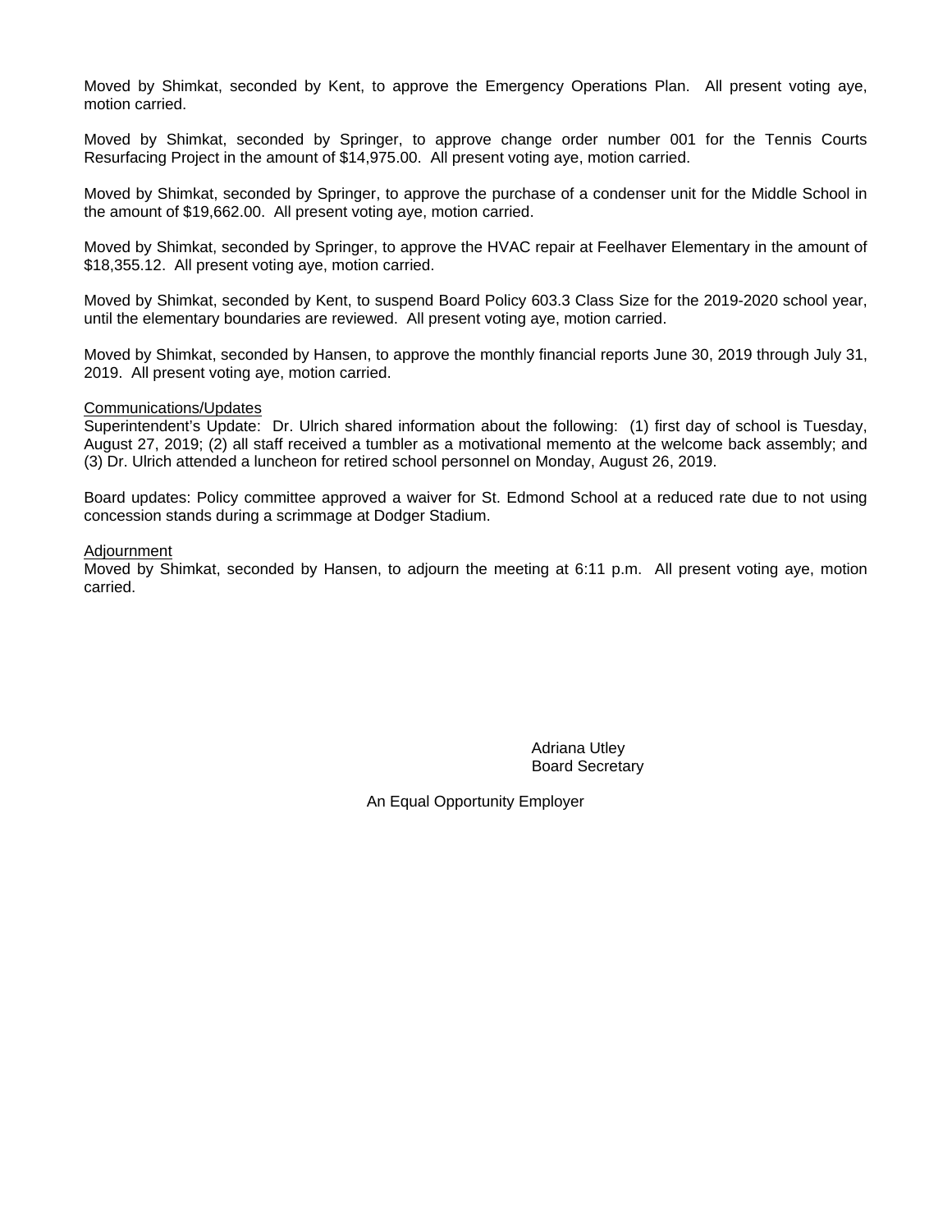Moved by Shimkat, seconded by Kent, to approve the Emergency Operations Plan. All present voting aye, motion carried.

Moved by Shimkat, seconded by Springer, to approve change order number 001 for the Tennis Courts Resurfacing Project in the amount of $14,975.00. All present voting aye, motion carried.

Moved by Shimkat, seconded by Springer, to approve the purchase of a condenser unit for the Middle School in the amount of $19,662.00. All present voting aye, motion carried.

Moved by Shimkat, seconded by Springer, to approve the HVAC repair at Feelhaver Elementary in the amount of $18,355.12. All present voting aye, motion carried.

Moved by Shimkat, seconded by Kent, to suspend Board Policy 603.3 Class Size for the 2019-2020 school year, until the elementary boundaries are reviewed. All present voting aye, motion carried.

Moved by Shimkat, seconded by Hansen, to approve the monthly financial reports June 30, 2019 through July 31, 2019. All present voting aye, motion carried.

<u>Communications/Updates</u>

Superintendent's Update: Dr. Ulrich shared information about the following: (1) first day of school is Tuesday, August 27, 2019; (2) all staff received a tumbler as a motivational memento at the welcome back assembly; and (3) Dr. Ulrich attended a luncheon for retired school personnel on Monday, August 26, 2019.

Board updates: Policy committee approved a waiver for St. Edmond School at a reduced rate due to not using concession stands during a scrimmage at Dodger Stadium.

<u>Adjournment</u>

Moved by Shimkat, seconded by Hansen, to adjourn the meeting at 6:11 p.m. All present voting aye, motion carried.

Adriana Utley
Board Secretary

An Equal Opportunity Employer